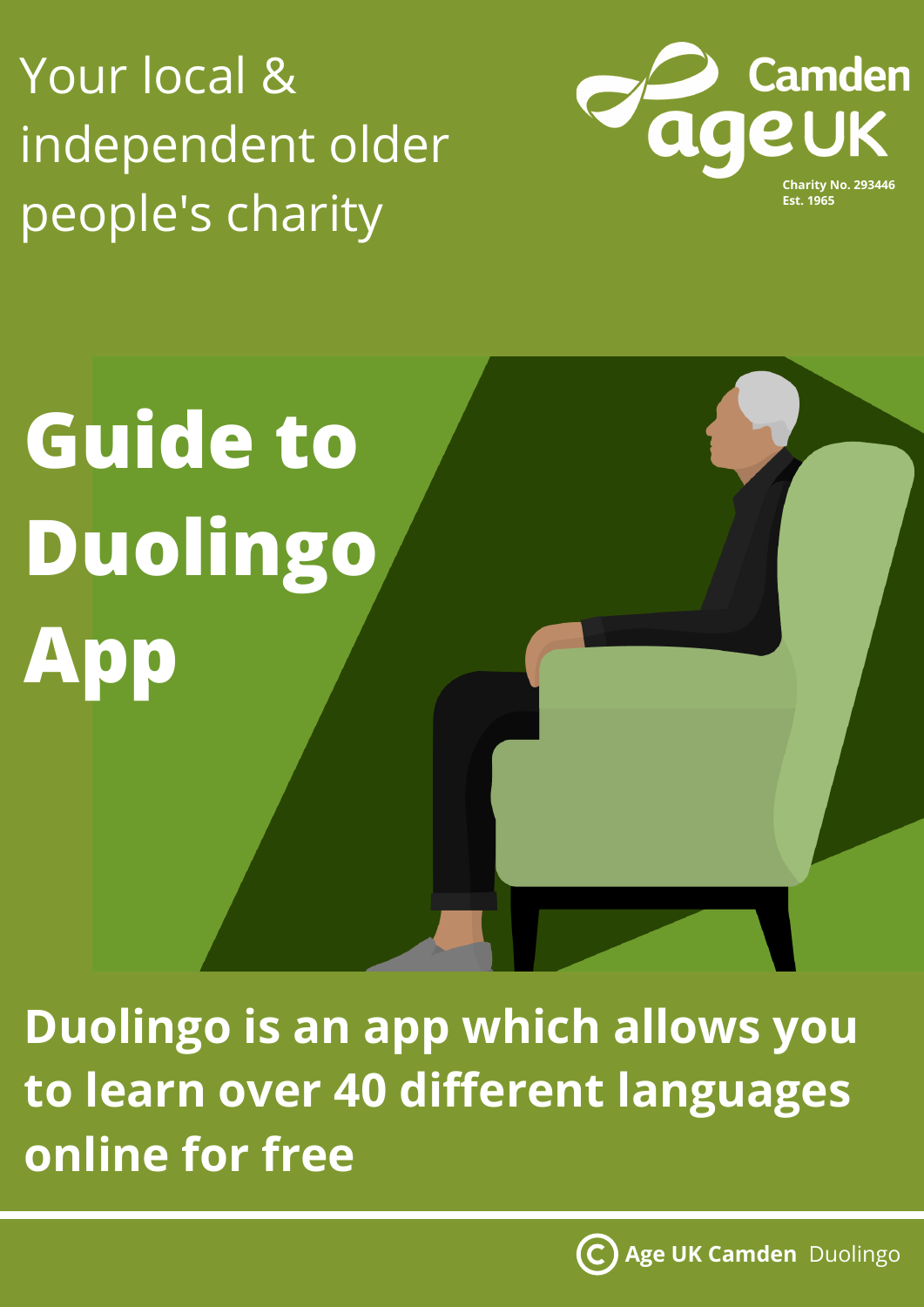Your local & independent older people's charity

Camden Age UK

Charity No. 293446
Est. 1965

# Guide to Duolingo App

**Duolingo is an app which allows you to learn over 40 different languages online for free**

© **Age UK Camden** Duolingo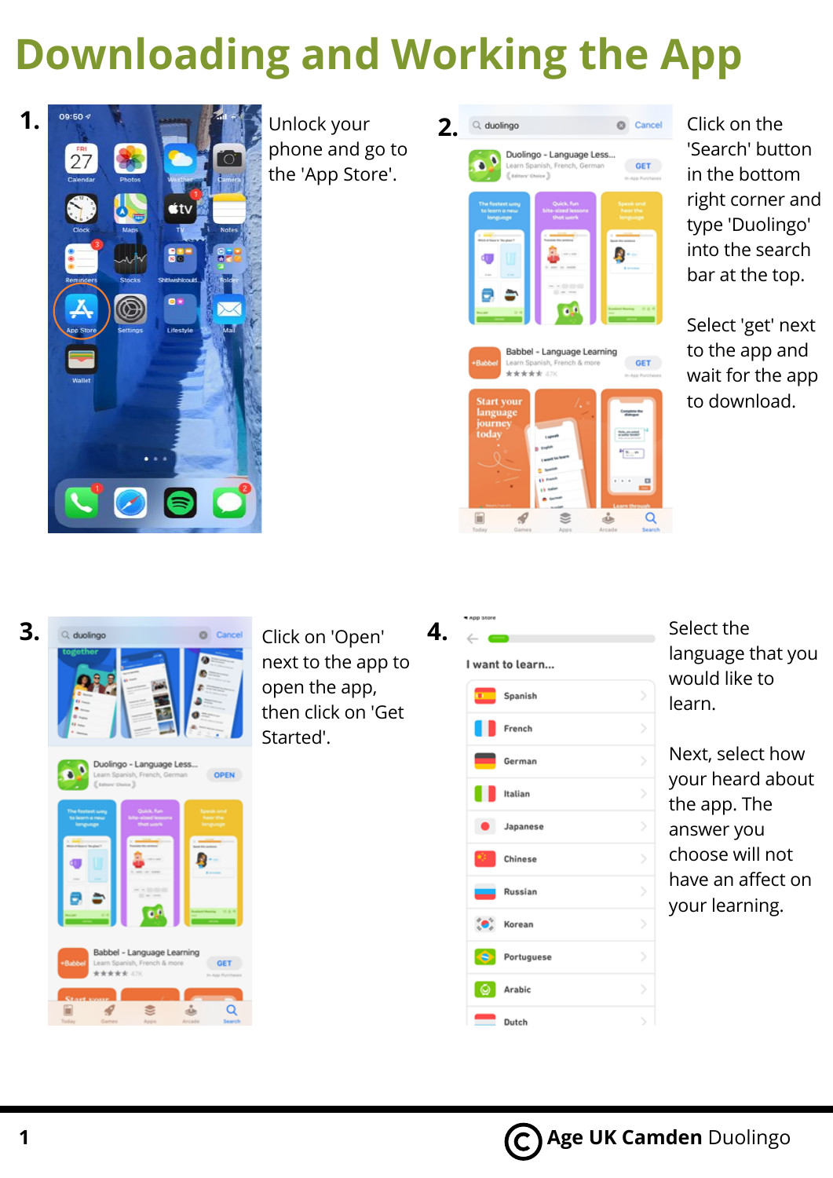# Downloading and Working the App

**1.** Unlock your phone and go to the 'App Store'.

**2.** Click on the 'Search' button in the bottom right corner and type 'Duolingo' into the search bar at the top.

Select 'get' next to the app and wait for the app to download.

**3.** Click on 'Open' next to the app to open the app, then click on 'Get Started'.

**4.** Select the language that you would like to learn.

Next, select how your heard about the app. The answer you choose will not have an affect on your learning.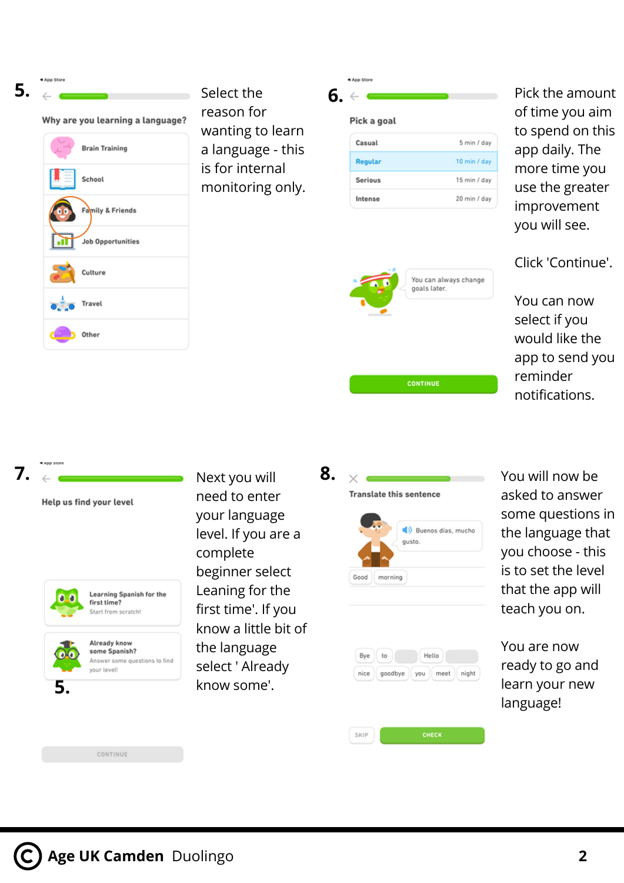**5.**

Select the reason for wanting to learn a language - this is for internal monitoring only.

**6.**

Pick the amount of time you aim to spend on this app daily. The more time you use the greater improvement you will see.

Click 'Continue'.

You can now select if you would like the app to send you reminder notifications.

**7.**

Next you will need to enter your language level. If you are a complete beginner select Leaning for the first time'. If you know a little bit of the language select ' Already know some'.

**8.**

You will now be asked to answer some questions in the language that you choose - this is to set the level that the app will teach you on.

You are now ready to go and learn your new language!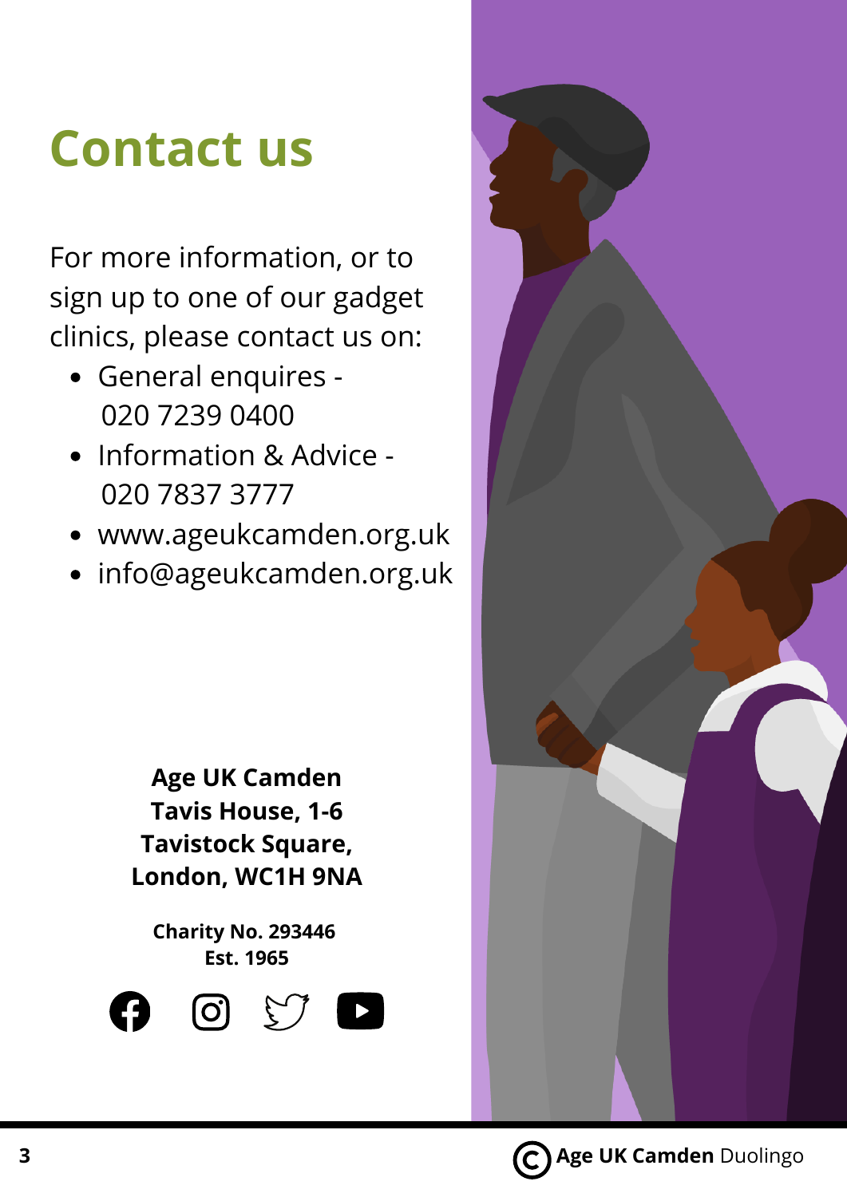# Contact us

For more information, or to sign up to one of our gadget clinics, please contact us on:

- General enquires - 020 7239 0400
- Information & Advice - 020 7837 3777
- www.ageukcamden.org.uk
- info@ageukcamden.org.uk

**Age UK Camden**
**Tavis House, 1-6**
**Tavistock Square,**
**London, WC1H 9NA**

**Charity No. 293446**
**Est. 1965**